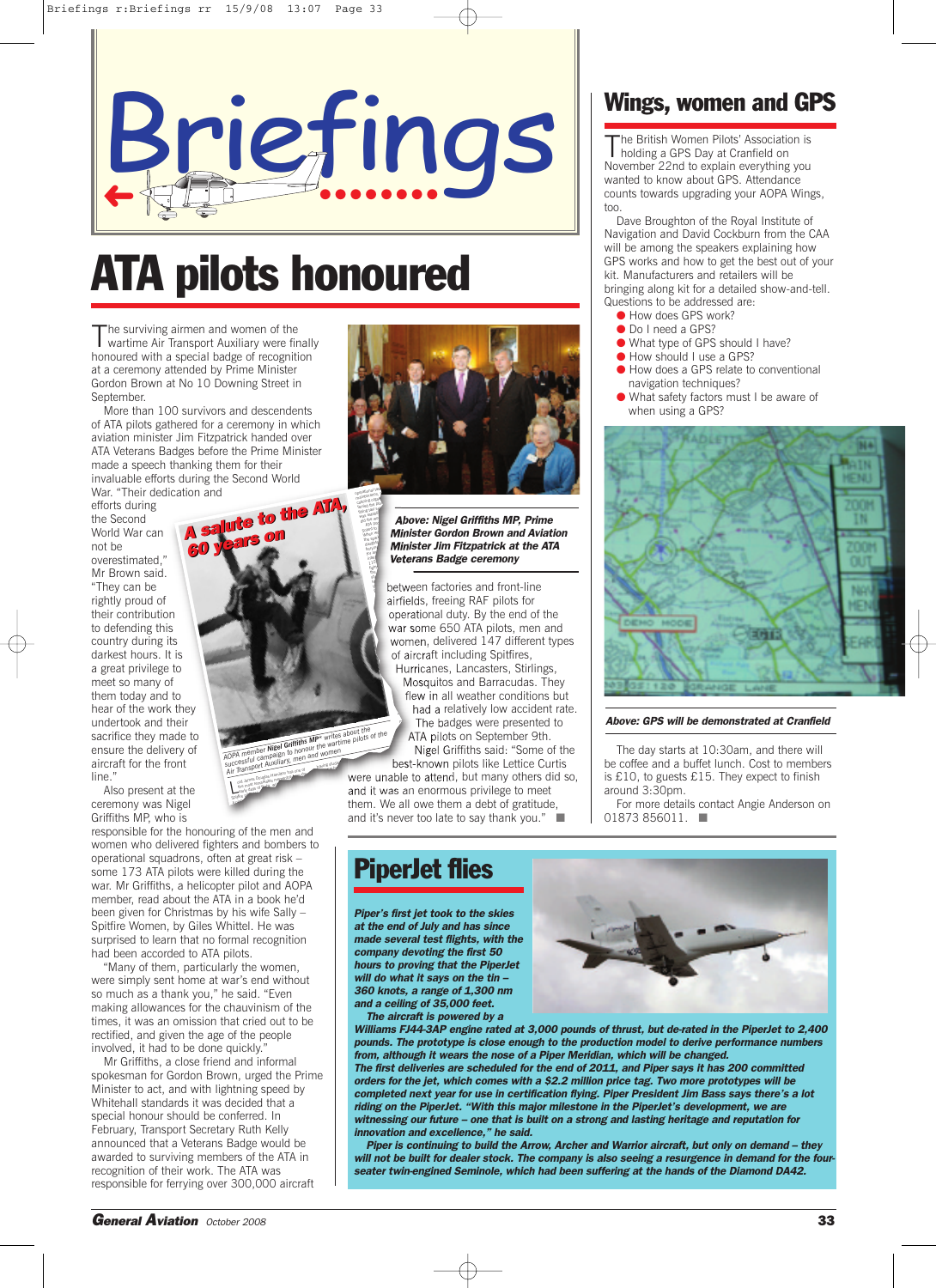# Briefings

## ATA pilots honoured

The surviving airmen and women of the wartime Air Transport Auxiliary were finally honoured with a special badge of recognition at a ceremony attended by Prime Minister Gordon Brown at No 10 Downing Street in September.

More than 100 survivors and descendents of ATA pilots gathered for a ceremony in which aviation minister Jim Fitzpatrick handed over ATA Veterans Badges before the Prime Minister made a speech thanking them for their invaluable efforts during the Second World War. "Their dedication and efforts during the Second World War can not be overestimated," Mr Brown said. "They can be rightly proud of their contribution to defending this country during its darkest hours. It is a great privilege to meet so many of them today and to hear of the work they undertook and their sacrifice they made to ensure the delivery of aircraft for the front line."

Also present at the ceremony was Nigel Griffiths MP, who is responsible for the honouring of the men and women who delivered fighters and bombers to operational squadrons, often at great risk – some 173 ATA pilots were killed during the war. Mr Griffiths, a helicopter pilot and AOPA member, read about the ATA in a book he'd been given for Christmas by his wife Sally – Spitfire Women, by Giles Whittel. He was surprised to learn that no formal recognition had been accorded to ATA pilots.

"Many of them, particularly the women, were simply sent home at war's end without so much as a thank you," he said. "Even making allowances for the chauvinism of the times, it was an omission that cried out to be rectified, and given the age of the people involved, it had to be done quickly."

Mr Griffiths, a close friend and informal spokesman for Gordon Brown, urged the Prime Minister to act, and with lightning speed by Whitehall standards it was decided that a special honour should be conferred. In February, Transport Secretary Ruth Kelly announced that a Veterans Badge would be awarded to surviving members of the ATA in recognition of their work. The ATA was responsible for ferrying over 300,000 aircraft between factories and front-line airfields, freeing RAF pilots for operational duty. By the end of the war some 650 ATA pilots, men and women, delivered 147 different types of aircraft including Spitfires, Hurricanes, Lancasters, Stirlings, Mosquitos and Barracudas. They flew in all weather conditions but had a relatively low accident rate.

The badges were presented to ATA pilots on September 9th. Nigel Griffiths said: "Some of the best-known pilots like Lettice Curtis were unable to attend, but many others did so, and it was an enormous privilege to meet them. We all owe them a debt of gratitude, and it's never too late to say thank you." ■

**A salute to the ATA, 60 years on**

AOPA member Nigel Griffiths MP writes about the successful campaign to honour the wartime pilots of the Air Transport Auxiliary, men and women

*Above: Nigel Griffiths MP, Prime Minister Gordon Brown and Aviation Minister Jim Fitzpatrick at the ATA Veterans Badge ceremony*

## Wings, women and GPS

The British Women Pilots' Association is holding a GPS Day at Cranfield on November 22nd to explain everything you wanted to know about GPS. Attendance counts towards upgrading your AOPA Wings, too.

Dave Broughton of the Royal Institute of Navigation and David Cockburn from the CAA will be among the speakers explaining how GPS works and how to get the best out of your kit. Manufacturers and retailers will be bringing along kit for a detailed show-and-tell. Questions to be addressed are:

- How does GPS work?
- Do I need a GPS?
- What type of GPS should I have?
- How should I use a GPS?
- How does a GPS relate to conventional navigation techniques?
- What safety factors must I be aware of when using a GPS?

*Above: GPS will be demonstrated at Cranfield*

The day starts at 10:30am, and there will be coffee and a buffet lunch. Cost to members is £10, to guests £15. They expect to finish around 3:30pm.

For more details contact Angie Anderson on 01873 856011. ■

## PiperJet flies

***Piper's first jet took to the skies at the end of July and has since made several test flights, with the company devoting the first 50 hours to proving that the PiperJet will do what it says on the tin – 360 knots, a range of 1,300 nm and a ceiling of 35,000 feet.***

***The aircraft is powered by a Williams FJ44-3AP engine rated at 3,000 pounds of thrust, but de-rated in the PiperJet to 2,400 pounds. The prototype is close enough to the production model to derive performance numbers from, although it wears the nose of a Piper Meridian, which will be changed.***

***The first deliveries are scheduled for the end of 2011, and Piper says it has 200 committed orders for the jet, which comes with a $2.2 million price tag. Two more prototypes will be completed next year for use in certification flying. Piper President Jim Bass says there's a lot riding on the PiperJet. "With this major milestone in the PiperJet's development, we are witnessing our future – one that is built on a strong and lasting heritage and reputation for innovation and excellence," he said.***

***Piper is continuing to build the Arrow, Archer and Warrior aircraft, but only on demand – they will not be built for dealer stock. The company is also seeing a resurgence in demand for the four-seater twin-engined Seminole, which had been suffering at the hands of the Diamond DA42.***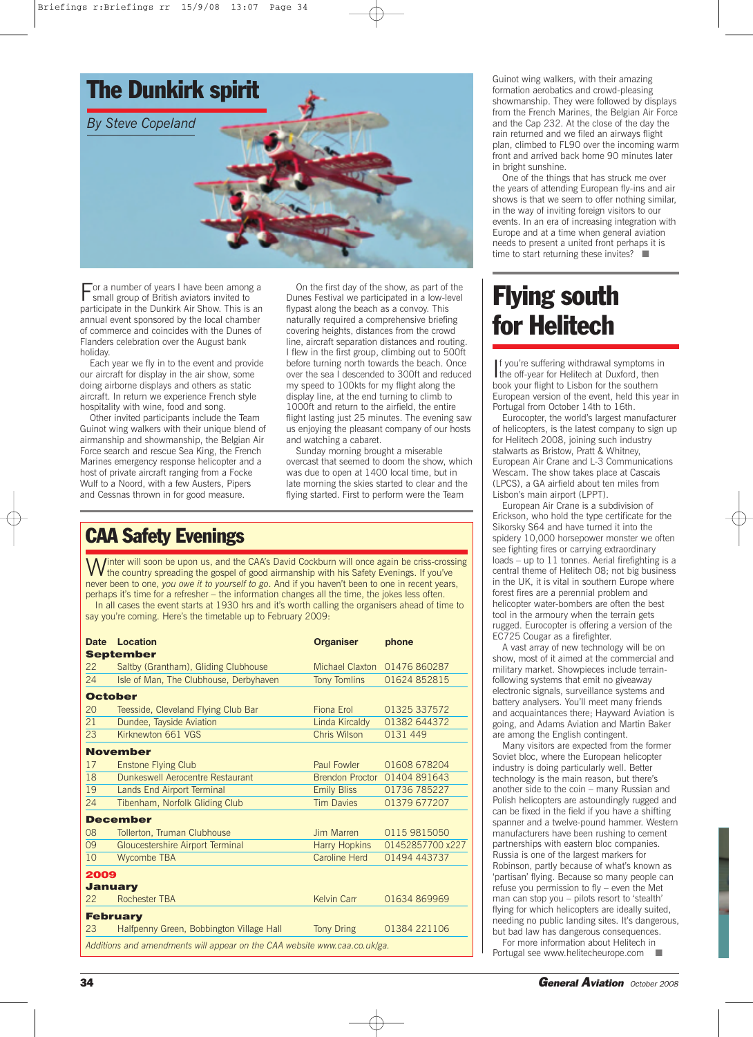# The Dunkirk spirit

*By Steve Copeland*

For a number of years I have been among a small group of British aviators invited to participate in the Dunkirk Air Show. This is an annual event sponsored by the local chamber of commerce and coincides with the Dunes of Flanders celebration over the August bank holiday.

Each year we fly in to the event and provide our aircraft for display in the air show, some doing airborne displays and others as static aircraft. In return we experience French style hospitality with wine, food and song.

Other invited participants include the Team Guinot wing walkers with their unique blend of airmanship and showmanship, the Belgian Air Force search and rescue Sea King, the French Marines emergency response helicopter and a host of private aircraft ranging from a Focke Wulf to a Noord, with a few Austers, Pipers and Cessnas thrown in for good measure.

On the first day of the show, as part of the Dunes Festival we participated in a low-level flypast along the beach as a convoy. This naturally required a comprehensive briefing covering heights, distances from the crowd line, aircraft separation distances and routing. I flew in the first group, climbing out to 500ft before turning north towards the beach. Once over the sea I descended to 300ft and reduced my speed to 100kts for my flight along the display line, at the end turning to climb to 1000ft and return to the airfield, the entire flight lasting just 25 minutes. The evening saw us enjoying the pleasant company of our hosts and watching a cabaret.

Sunday morning brought a miserable overcast that seemed to doom the show, which was due to open at 1400 local time, but in late morning the skies started to clear and the flying started. First to perform were the Team Guinot wing walkers, with their amazing formation aerobatics and crowd-pleasing showmanship. They were followed by displays from the French Marines, the Belgian Air Force and the Cap 232. At the close of the day the rain returned and we filed an airways flight plan, climbed to FL90 over the incoming warm front and arrived back home 90 minutes later in bright sunshine.

One of the things that has struck me over the years of attending European fly-ins and air shows is that we seem to offer nothing similar, in the way of inviting foreign visitors to our events. In an era of increasing integration with Europe and at a time when general aviation needs to present a united front perhaps it is time to start returning these invites? ■

# CAA Safety Evenings

Winter will soon be upon us, and the CAA's David Cockburn will once again be criss-crossing the country spreading the gospel of good airmanship with his Safety Evenings. If you've never been to one, *you owe it to yourself to go*. And if you haven't been to one in recent years, perhaps it's time for a refresher – the information changes all the time, the jokes less often.

In all cases the event starts at 1930 hrs and it's worth calling the organisers ahead of time to say you're coming. Here's the timetable up to February 2009:

| Date | Location | Organiser | phone |
|---|---|---|---|
| **September** | | | |
| 22 | Saltby (Grantham), Gliding Clubhouse | Michael Claxton | 01476 860287 |
| 24 | Isle of Man, The Clubhouse, Derbyhaven | Tony Tomlins | 01624 852815 |
| **October** | | | |
| 20 | Teesside, Cleveland Flying Club Bar | Fiona Erol | 01325 337572 |
| 21 | Dundee, Tayside Aviation | Linda Kircaldy | 01382 644372 |
| 23 | Kirknewton 661 VGS | Chris Wilson | 0131 449 |
| **November** | | | |
| 17 | Enstone Flying Club | Paul Fowler | 01608 678204 |
| 18 | Dunkeswell Aerocentre Restaurant | Brendon Proctor | 01404 891643 |
| 19 | Lands End Airport Terminal | Emily Bliss | 01736 785227 |
| 24 | Tibenham, Norfolk Gliding Club | Tim Davies | 01379 677207 |
| **December** | | | |
| 08 | Tollerton, Truman Clubhouse | Jim Marren | 0115 9815050 |
| 09 | Gloucestershire Airport Terminal | Harry Hopkins | 01452857700 x227 |
| 10 | Wycombe TBA | Caroline Herd | 01494 443737 |
| **2009** | | | |
| **January** | | | |
| 22 | Rochester TBA | Kelvin Carr | 01634 869969 |
| **February** | | | |
| 23 | Halfpenny Green, Bobbington Village Hall | Tony Dring | 01384 221106 |

*Additions and amendments will appear on the CAA website www.caa.co.uk/ga.*

# Flying south for Helitech

If you're suffering withdrawal symptoms in the off-year for Helitech at Duxford, then book your flight to Lisbon for the southern European version of the event, held this year in Portugal from October 14th to 16th.

Eurocopter, the world's largest manufacturer of helicopters, is the latest company to sign up for Helitech 2008, joining such industry stalwarts as Bristow, Pratt & Whitney, European Air Crane and L-3 Communications Wescam. The show takes place at Cascais (LPCS), a GA airfield about ten miles from Lisbon's main airport (LPPT).

European Air Crane is a subdivision of Erickson, who hold the type certificate for the Sikorsky S64 and have turned it into the spidery 10,000 horsepower monster we often see fighting fires or carrying extraordinary loads – up to 11 tonnes. Aerial firefighting is a central theme of Helitech 08; not big business in the UK, it is vital in southern Europe where forest fires are a perennial problem and helicopter water-bombers are often the best tool in the armoury when the terrain gets rugged. Eurocopter is offering a version of the EC725 Cougar as a firefighter.

A vast array of new technology will be on show, most of it aimed at the commercial and military market. Showpieces include terrain-following systems that emit no giveaway electronic signals, surveillance systems and battery analysers. You'll meet many friends and acquaintances there; Hayward Aviation is going, and Adams Aviation and Martin Baker are among the English contingent.

Many visitors are expected from the former Soviet bloc, where the European helicopter industry is doing particularly well. Better technology is the main reason, but there's another side to the coin – many Russian and Polish helicopters are astoundingly rugged and can be fixed in the field if you have a shifting spanner and a twelve-pound hammer. Western manufacturers have been rushing to cement partnerships with eastern bloc companies. Russia is one of the largest markets for Robinson, partly because of what's known as 'partisan' flying. Because so many people can refuse you permission to fly – even the Met man can stop you – pilots resort to 'stealth' flying for which helicopters are ideally suited, needing no public landing sites. It's dangerous, but bad law has dangerous consequences.

For more information about Helitech in Portugal see www.helitecheurope.com ■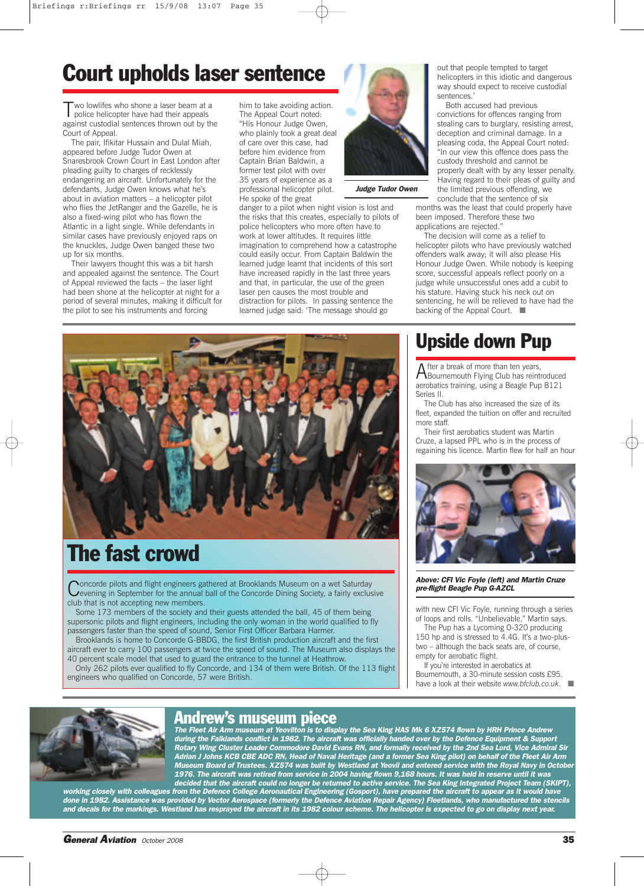# Court upholds laser sentence

Two lowlifes who shone a laser beam at a police helicopter have had their appeals against custodial sentences thrown out by the Court of Appeal.

The pair, Ifikitar Hussain and Dulal Miah, appeared before Judge Tudor Owen at Snaresbrook Crown Court in East London after pleading guilty to charges of recklessly endangering an aircraft. Unfortunately for the defendants, Judge Owen knows what he's about in aviation matters – a helicopter pilot who flies the JetRanger and the Gazelle, he is also a fixed-wing pilot who has flown the Atlantic in a light single. While defendants in similar cases have previously enjoyed raps on the knuckles, Judge Owen banged these two up for six months.

Their lawyers thought this was a bit harsh and appealed against the sentence. The Court of Appeal reviewed the facts – the laser light had been shone at the helicopter at night for a period of several minutes, making it difficult for the pilot to see his instruments and forcing him to take avoiding action. The Appeal Court noted: "His Honour Judge Owen, who plainly took a great deal of care over this case, had before him evidence from Captain Brian Baldwin, a former test pilot with over 35 years of experience as a professional helicopter pilot. He spoke of the great danger to a pilot when night vision is lost and the risks that this creates, especially to pilots of police helicopters who more often have to work at lower altitudes. It requires little imagination to comprehend how a catastrophe could easily occur. From Captain Baldwin the learned judge learnt that incidents of this sort have increased rapidly in the last three years and that, in particular, the use of the green laser pen causes the most trouble and distraction for pilots. In passing sentence the learned judge said: 'The message should go out that people tempted to target helicopters in this idiotic and dangerous way should expect to receive custodial sentences.'

Both accused had previous convictions for offences ranging from stealing cars to burglary, resisting arrest, deception and criminal damage. In a pleasing coda, the Appeal Court noted: "In our view this offence does pass the custody threshold and cannot be properly dealt with by any lesser penalty. Having regard to their pleas of guilty and the limited previous offending, we conclude that the sentence of six months was the least that could properly have been imposed. Therefore these two applications are rejected."

The decision will come as a relief to helicopter pilots who have previously watched offenders walk away; it will also please His Honour Judge Owen. While nobody is keeping score, successful appeals reflect poorly on a judge while unsuccessful ones add a cubit to his stature. Having stuck his neck out on sentencing, he will be relieved to have had the backing of the Appeal Court. ■

*Judge Tudor Owen*

# The fast crowd

Concorde pilots and flight engineers gathered at Brooklands Museum on a wet Saturday evening in September for the annual ball of the Concorde Dining Society, a fairly exclusive club that is not accepting new members.

Some 173 members of the society and their guests attended the ball, 45 of them being supersonic pilots and flight engineers, including the only woman in the world qualified to fly passengers faster than the speed of sound, Senior First Officer Barbara Harmer.

Brooklands is home to Concorde G-BBDG, the first British production aircraft and the first aircraft ever to carry 100 passengers at twice the speed of sound. The Museum also displays the 40 percent scale model that used to guard the entrance to the tunnel at Heathrow.

Only 262 pilots ever qualified to fly Concorde, and 134 of them were British. Of the 113 flight engineers who qualified on Concorde, 57 were British.

# Upside down Pup

After a break of more than ten years, Bournemouth Flying Club has reintroduced aerobatics training, using a Beagle Pup B121 Series II.

The Club has also increased the size of its fleet, expanded the tuition on offer and recruited more staff.

Their first aerobatics student was Martin Cruze, a lapsed PPL who is in the process of regaining his licence. Martin flew for half an hour with new CFI Vic Foyle, running through a series of loops and rolls. "Unbelievable," Martin says.

The Pup has a Lycoming O-320 producing 150 hp and is stressed to 4.4G. It's a two-plus-two – although the back seats are, of course, empty for aerobatic flight.

If you're interested in aerobatics at Bournemouth, a 30-minute session costs £95. have a look at their website *www.bfclub.co.uk*. ■

***Above: CFI Vic Foyle (left) and Martin Cruze pre-flight Beagle Pup G-AZCL***

# Andrew's museum piece

***The Fleet Air Arm museum at Yeovilton is to display the Sea King HAS Mk 6 XZ574 flown by HRH Prince Andrew during the Falklands conflict in 1982. The aircraft was officially handed over by the Defence Equipment & Support Rotary Wing Cluster Leader Commodore David Evans RN, and formally received by the 2nd Sea Lord, Vice Admiral Sir Adrian J Johns KCB CBE ADC RN, Head of Naval Heritage (and a former Sea King pilot) on behalf of the Fleet Air Arm Museum Board of Trustees. XZ574 was built by Westland at Yeovil and entered service with the Royal Navy in October 1976. The aircraft was retired from service in 2004 having flown 9,168 hours. It was held in reserve until it was decided that the aircraft could no longer be returned to active service. The Sea King Integrated Project Team (SKIPT), working closely with colleagues from the Defence College Aeronautical Engineering (Gosport), have prepared the aircraft to appear as it would have done in 1982. Assistance was provided by Vector Aerospace (formerly the Defence Aviation Repair Agency) Fleetlands, who manufactured the stencils and decals for the markings. Westland has resprayed the aircraft in its 1982 colour scheme. The helicopter is expected to go on display next year.***